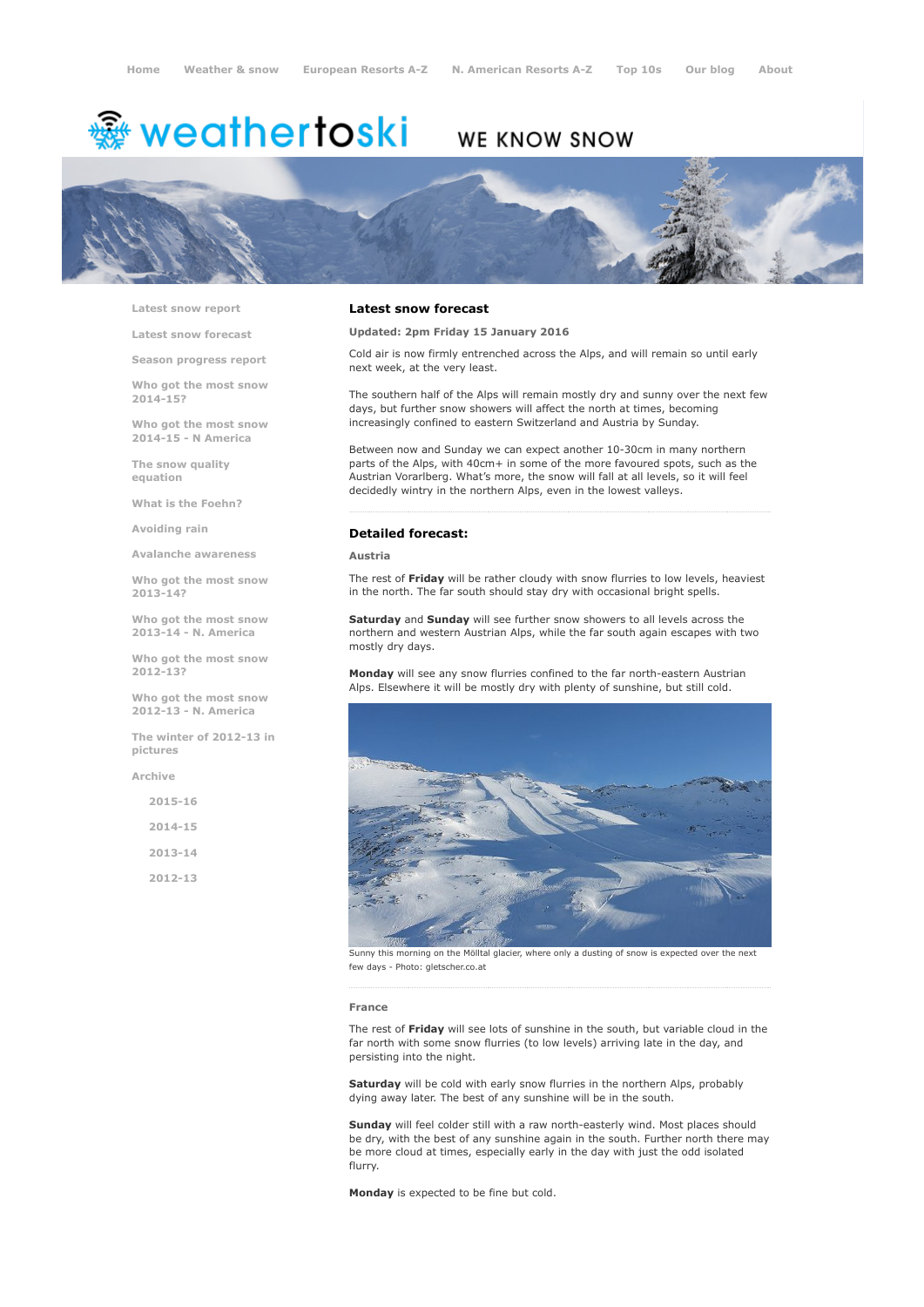Home   Weather & snow   European Resorts A-Z   N. American Resorts A-Z   Top 10s   Our blog   About

weathertoski WE KNOW SNOW

- Latest snow report
- Latest snow forecast
- Season progress report
- Who got the most snow 2014-15?
- Who got the most snow 2014-15 - N America
- The snow quality equation
- What is the Foehn?
- Avoiding rain
- Avalanche awareness
- Who got the most snow 2013-14?
- Who got the most snow 2013-14 - N. America
- Who got the most snow 2012-13?
- Who got the most snow 2012-13 - N. America
- The winter of 2012-13 in pictures
- Archive
  - 2015-16
  - 2014-15
  - 2013-14
  - 2012-13

## Latest snow forecast

**Updated: 2pm Friday 15 January 2016**

Cold air is now firmly entrenched across the Alps, and will remain so until early next week, at the very least.

The southern half of the Alps will remain mostly dry and sunny over the next few days, but further snow showers will affect the north at times, becoming increasingly confined to eastern Switzerland and Austria by Sunday.

Between now and Sunday we can expect another 10-30cm in many northern parts of the Alps, with 40cm+ in some of the more favoured spots, such as the Austrian Vorarlberg. What's more, the snow will fall at all levels, so it will feel decidedly wintry in the northern Alps, even in the lowest valleys.

## Detailed forecast:

### Austria

The rest of **Friday** will be rather cloudy with snow flurries to low levels, heaviest in the north. The far south should stay dry with occasional bright spells.

**Saturday** and **Sunday** will see further snow showers to all levels across the northern and western Austrian Alps, while the far south again escapes with two mostly dry days.

**Monday** will see any snow flurries confined to the far north-eastern Austrian Alps. Elsewhere it will be mostly dry with plenty of sunshine, but still cold.

Sunny this morning on the Mölltal glacier, where only a dusting of snow is expected over the next few days - Photo: gletscher.co.at

### France

The rest of **Friday** will see lots of sunshine in the south, but variable cloud in the far north with some snow flurries (to low levels) arriving late in the day, and persisting into the night.

**Saturday** will be cold with early snow flurries in the northern Alps, probably dying away later. The best of any sunshine will be in the south.

**Sunday** will feel colder still with a raw north-easterly wind. Most places should be dry, with the best of any sunshine again in the south. Further north there may be more cloud at times, especially early in the day with just the odd isolated flurry.

**Monday** is expected to be fine but cold.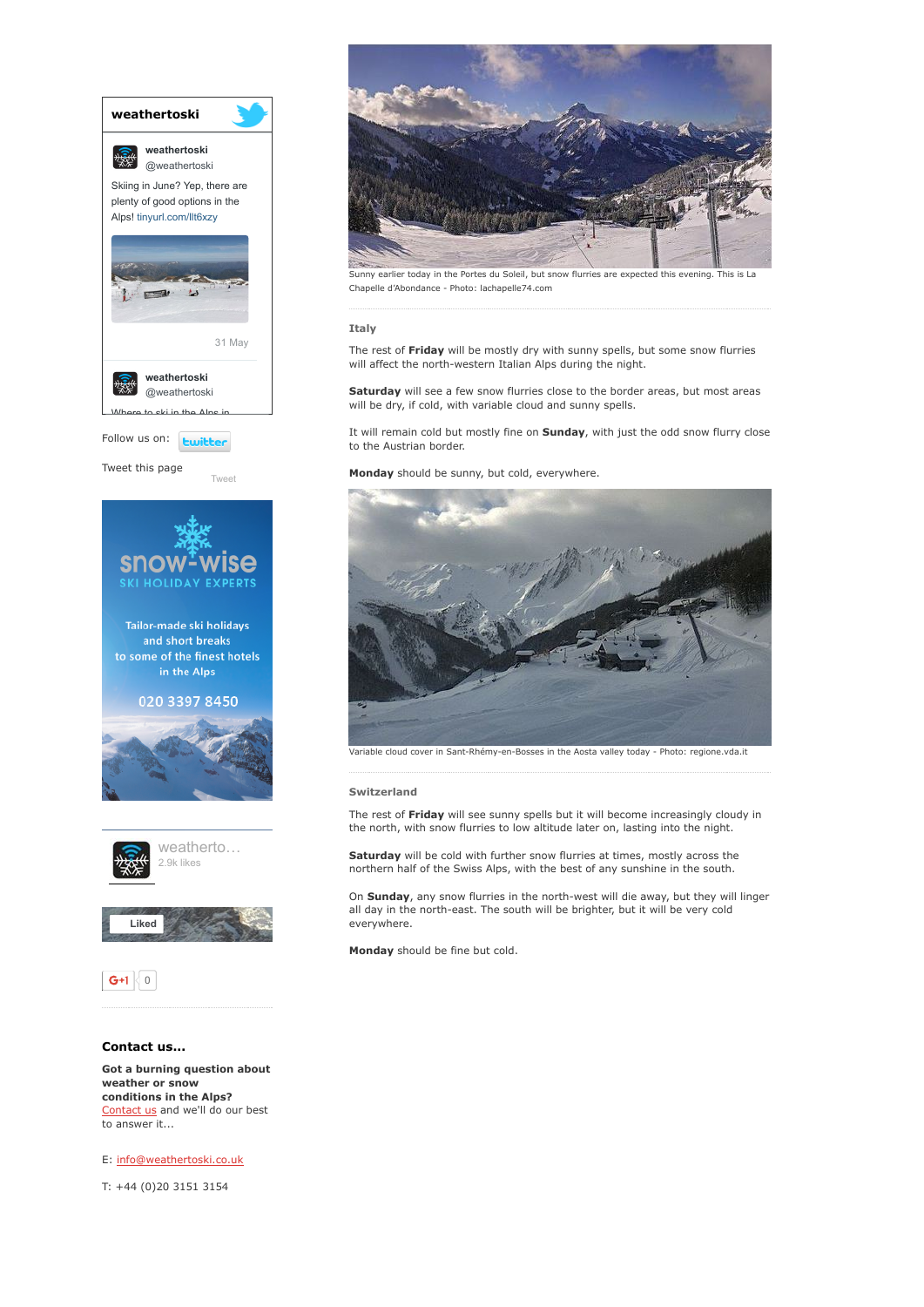Sunny earlier today in the Portes du Soleil, but snow flurries are expected this evening. This is La Chapelle d'Abondance - Photo: lachapelle74.com

### Italy

The rest of **Friday** will be mostly dry with sunny spells, but some snow flurries will affect the north-western Italian Alps during the night.

**Saturday** will see a few snow flurries close to the border areas, but most areas will be dry, if cold, with variable cloud and sunny spells.

It will remain cold but mostly fine on **Sunday**, with just the odd snow flurry close to the Austrian border.

**Monday** should be sunny, but cold, everywhere.

Variable cloud cover in Sant-Rhémy-en-Bosses in the Aosta valley today - Photo: regione.vda.it

### Switzerland

The rest of **Friday** will see sunny spells but it will become increasingly cloudy in the north, with snow flurries to low altitude later on, lasting into the night.

**Saturday** will be cold with further snow flurries at times, mostly across the northern half of the Swiss Alps, with the best of any sunshine in the south.

On **Sunday**, any snow flurries in the north-west will die away, but they will linger all day in the north-east. The south will be brighter, but it will be very cold everywhere.

**Monday** should be fine but cold.

**weathertoski**

weathertoski @weathertoski

Skiing in June? Yep, there are plenty of good options in the Alps! tinyurl.com/llt6xzy

31 May

weathertoski @weathertoski

Where to ski in the Alps in

Follow us on: twitter

Tweet this page

Tweet

snow-wise SKI HOLIDAY EXPERTS

Tailor-made ski holidays and short breaks to some of the finest hotels in the Alps

020 3397 8450

weatherto... 2.9k likes

Liked

G+1 0

### Contact us...

**Got a burning question about weather or snow conditions in the Alps?** Contact us and we'll do our best to answer it...

E: info@weathertoski.co.uk

T: +44 (0)20 3151 3154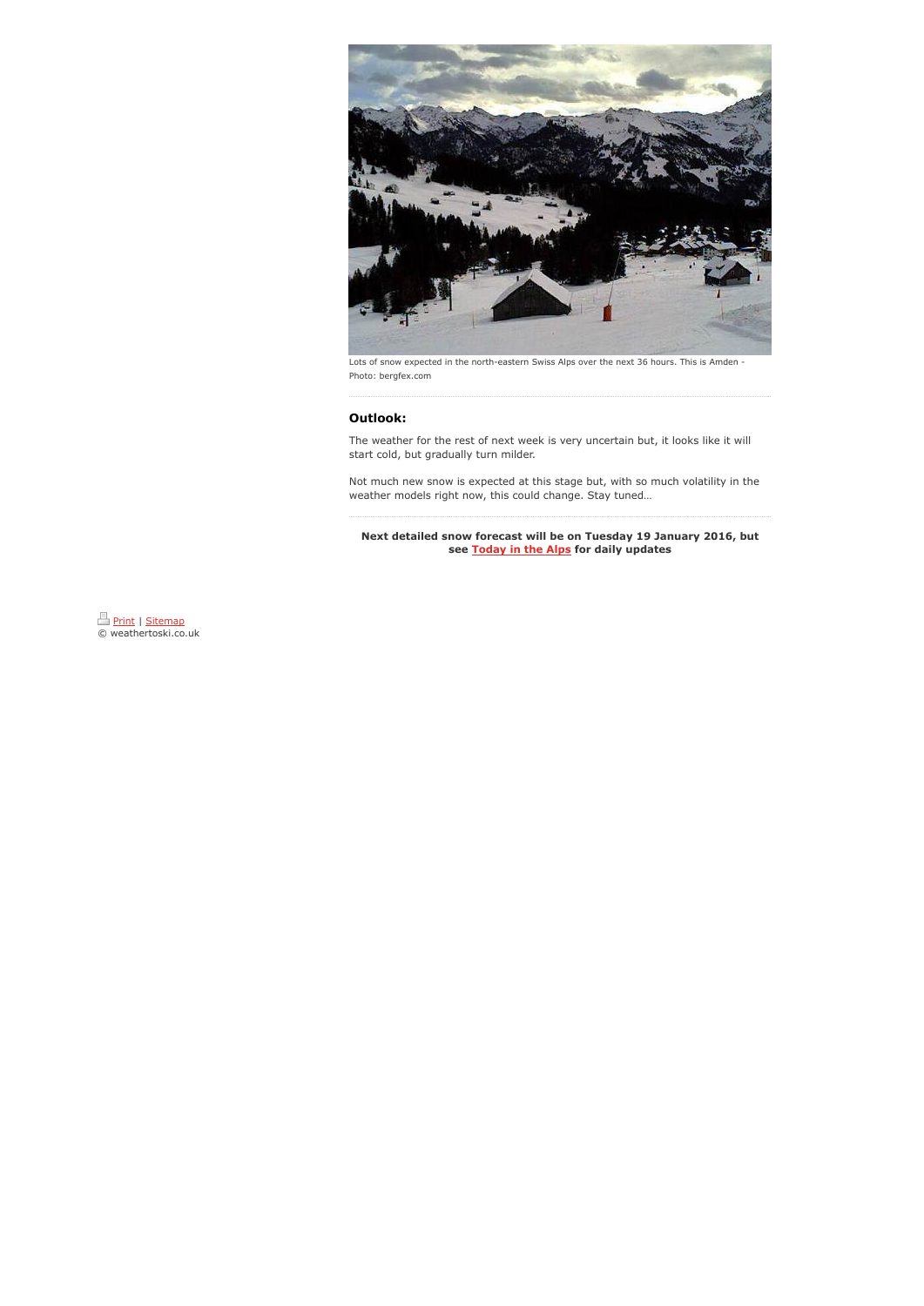Lots of snow expected in the north-eastern Swiss Alps over the next 36 hours. This is Amden - Photo: bergfex.com

### Outlook:

The weather for the rest of next week is very uncertain but, it looks like it will start cold, but gradually turn milder.

Not much new snow is expected at this stage but, with so much volatility in the weather models right now, this could change. Stay tuned…

**Next detailed snow forecast will be on Tuesday 19 January 2016, but see Today in the Alps for daily updates**

Print | Sitemap
© weathertoski.co.uk